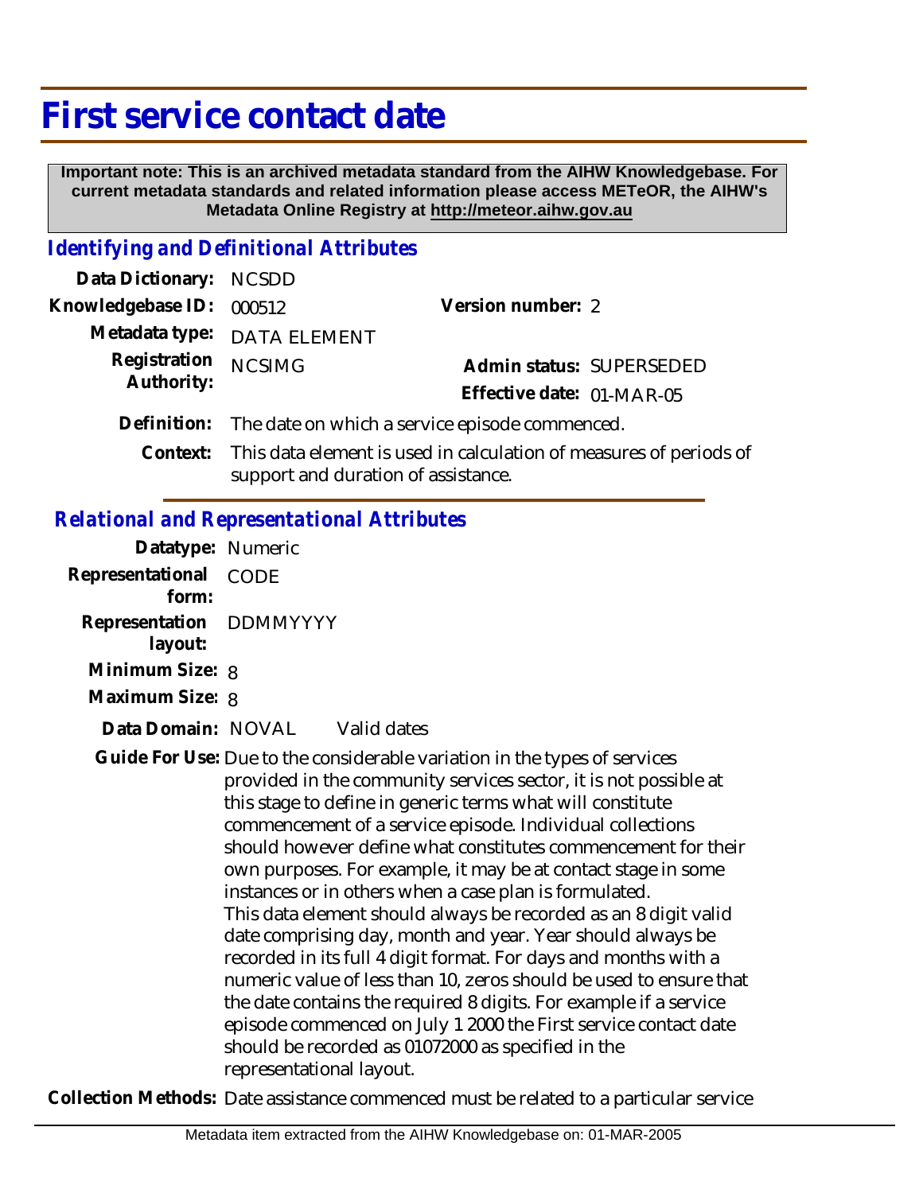# First service contact date

**Important note: This is an archived metadata standard from the AIHW Knowledgebase. For current metadata standards and related information please access METeOR, the AIHW's Metadata Online Registry at http://meteor.aihw.gov.au**

## *Identifying and Definitional Attributes*

**Data Dictionary:** NCSDD

**Knowledgebase ID:** 000512

**Version number:** 2

**Metadata type:** DATA ELEMENT

**Registration Authority:** NCSIMG

**Admin status:** SUPERSEDED

**Effective date:** 01-MAR-05

**Definition:** The date on which a service episode commenced.

**Context:** This data element is used in calculation of measures of periods of support and duration of assistance.

## *Relational and Representational Attributes*

**Datatype:** Numeric

**Representational form:** CODE

**Representation layout:** DDMMYYYY

**Minimum Size:** 8

**Maximum Size:** 8

**Data Domain:** NOVAL Valid dates

**Guide For Use:** Due to the considerable variation in the types of services provided in the community services sector, it is not possible at this stage to define in generic terms what will constitute commencement of a service episode. Individual collections should however define what constitutes commencement for their own purposes. For example, it may be at contact stage in some instances or in others when a case plan is formulated.
This data element should always be recorded as an 8 digit valid date comprising day, month and year. Year should always be recorded in its full 4 digit format. For days and months with a numeric value of less than 10, zeros should be used to ensure that the date contains the required 8 digits. For example if a service episode commenced on July 1 2000 the First service contact date should be recorded as 01072000 as specified in the representational layout.

**Collection Methods:** Date assistance commenced must be related to a particular service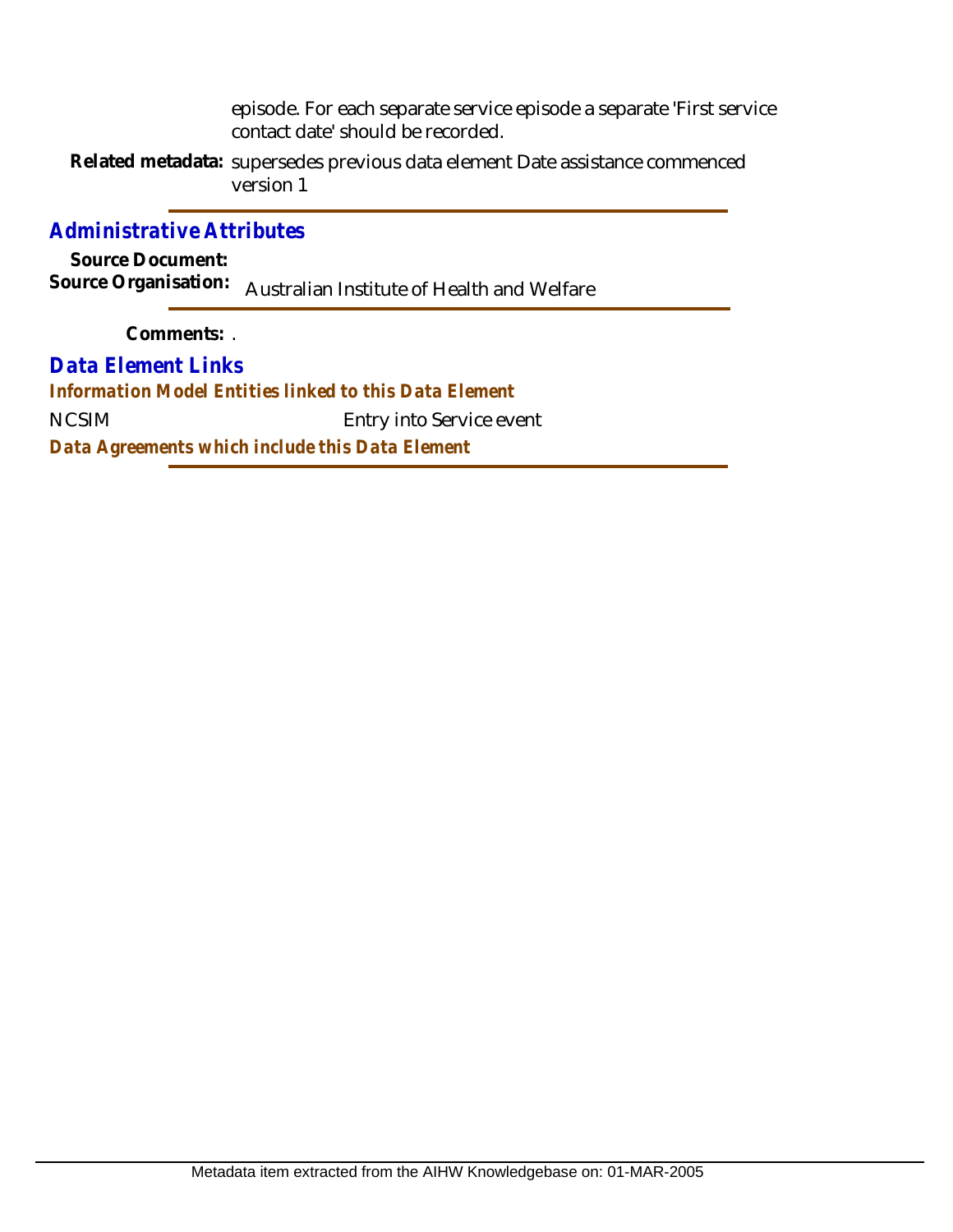episode. For each separate service episode a separate 'First service contact date' should be recorded.

**Related metadata:** supersedes previous data element Date assistance commenced version 1

## Administrative Attributes

**Source Document:**

**Source Organisation:** Australian Institute of Health and Welfare

**Comments:** .

## Data Element Links

***Information Model Entities linked to this Data Element***

| | |
|---|---|
| NCSIM | Entry into Service event |

***Data Agreements which include this Data Element***

Metadata item extracted from the AIHW Knowledgebase on: 01-MAR-2005